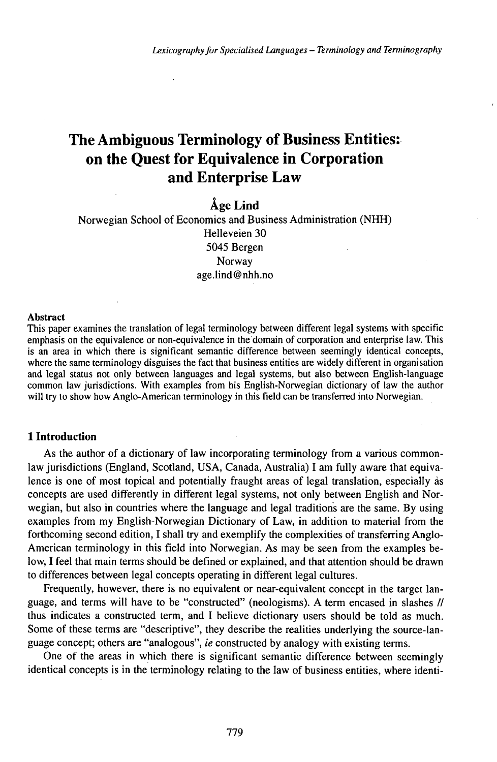# The Ambiguous Terminology of Business Entities: on the Quest for Equivalence in Corporation and Enterprise Law

**Åge Lind**

Norwegian School of Economics and Business Administration (NHH)
Helleveien 30
5045 Bergen
Norway
age.lind@nhh.no

**Abstract**

This paper examines the translation of legal terminology between different legal systems with specific emphasis on the equivalence or non-equivalence in the domain of corporation and enterprise law. This is an area in which there is significant semantic difference between seemingly identical concepts, where the same terminology disguises the fact that business entities are widely different in organisation and legal status not only between languages and legal systems, but also between English-language common law jurisdictions. With examples from his English-Norwegian dictionary of law the author will try to show how Anglo-American terminology in this field can be transferred into Norwegian.

## 1 Introduction

As the author of a dictionary of law incorporating terminology from a various common-law jurisdictions (England, Scotland, USA, Canada, Australia) I am fully aware that equivalence is one of most topical and potentially fraught areas of legal translation, especially as concepts are used differently in different legal systems, not only between English and Norwegian, but also in countries where the language and legal traditions are the same. By using examples from my English-Norwegian Dictionary of Law, in addition to material from the forthcoming second edition, I shall try and exemplify the complexities of transferring Anglo-American terminology in this field into Norwegian. As may be seen from the examples below, I feel that main terms should be defined or explained, and that attention should be drawn to differences between legal concepts operating in different legal cultures.

Frequently, however, there is no equivalent or near-equivalent concept in the target language, and terms will have to be "constructed" (neologisms). A term encased in slashes // thus indicates a constructed term, and I believe dictionary users should be told as much. Some of these terms are "descriptive", they describe the realities underlying the source-language concept; others are "analogous", *ie* constructed by analogy with existing terms.

One of the areas in which there is significant semantic difference between seemingly identical concepts is in the terminology relating to the law of business entities, where identi-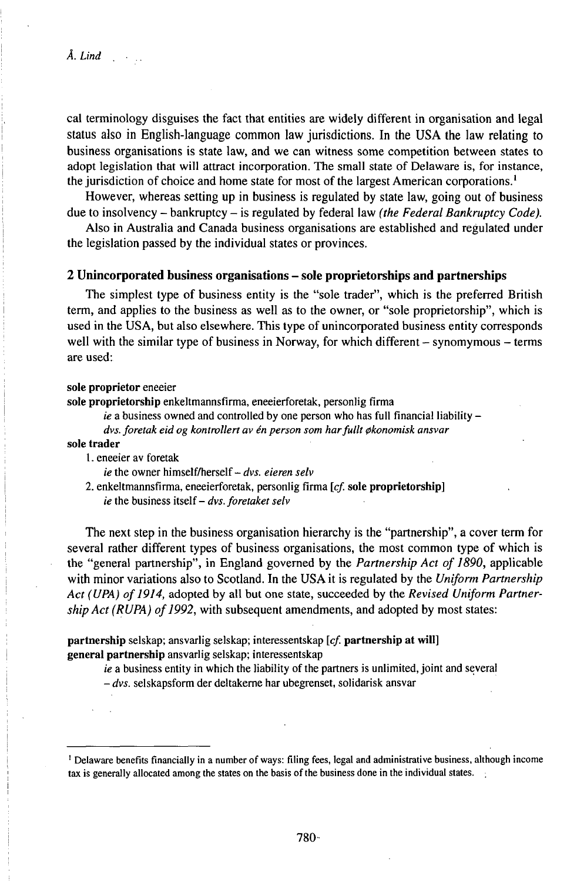cal terminology disguises the fact that entities are widely different in organisation and legal status also in English-language common law jurisdictions. In the USA the law relating to business organisations is state law, and we can witness some competition between states to adopt legislation that will attract incorporation. The small state of Delaware is, for instance, the jurisdiction of choice and home state for most of the largest American corporations.[1]

However, whereas setting up in business is regulated by state law, going out of business due to insolvency – bankruptcy – is regulated by federal law *(the Federal Bankruptcy Code).*

Also in Australia and Canada business organisations are established and regulated under the legislation passed by the individual states or provinces.

## 2 Unincorporated business organisations – sole proprietorships and partnerships

The simplest type of business entity is the "sole trader", which is the preferred British term, and applies to the business as well as to the owner, or "sole proprietorship", which is used in the USA, but also elsewhere. This type of unincorporated business entity corresponds well with the similar type of business in Norway, for which different – synonymous – terms are used:

**sole proprietor** eneeier
**sole proprietorship** enkeltmannsfirma, eneeierforetak, personlig firma
  *ie* a business owned and controlled by one person who has full financial liability –
  *dvs. foretak eid og kontrollert av én person som har fullt økonomisk ansvar*
**sole trader**
  1. eneeier av foretak
    *ie* the owner himself/herself – *dvs. eieren selv*
  2. enkeltmannsfirma, eneeierforetak, personlig firma [*cf.* **sole proprietorship**]
    *ie* the business itself – *dvs. foretaket selv*

The next step in the business organisation hierarchy is the "partnership", a cover term for several rather different types of business organisations, the most common type of which is the "general partnership", in England governed by the *Partnership Act of 1890*, applicable with minor variations also to Scotland. In the USA it is regulated by the *Uniform Partnership Act (UPA) of 1914*, adopted by all but one state, succeeded by the *Revised Uniform Partnership Act (RUPA) of 1992*, with subsequent amendments, and adopted by most states:

**partnership** selskap; ansvarlig selskap; interessentskap [*cf.* **partnership at will**]
**general partnership** ansvarlig selskap; interessentskap
  *ie* a business entity in which the liability of the partners is unlimited, joint and several
  – *dvs.* selskapsform der deltakerne har ubegrenset, solidarisk ansvar

---

[1] Delaware benefits financially in a number of ways: filing fees, legal and administrative business, although income tax is generally allocated among the states on the basis of the business done in the individual states.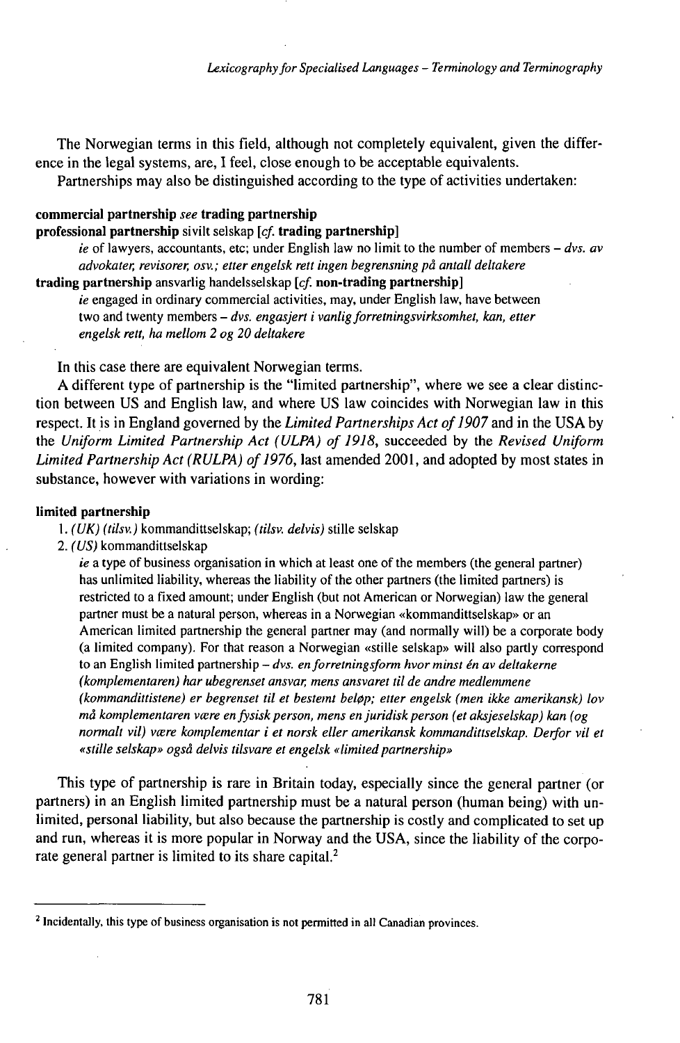The Norwegian terms in this field, although not completely equivalent, given the difference in the legal systems, are, I feel, close enough to be acceptable equivalents.

Partnerships may also be distinguished according to the type of activities undertaken:

**commercial partnership** *see* **trading partnership**
**professional partnership** sivilt selskap [*cf.* **trading partnership**]

> *ie* of lawyers, accountants, etc; under English law no limit to the number of members – *dvs. av advokater, revisorer, osv.; etter engelsk rett ingen begrensning på antall deltakere*

**trading partnership** ansvarlig handelsselskap [*cf.* **non-trading partnership**]

> *ie* engaged in ordinary commercial activities, may, under English law, have between two and twenty members – *dvs. engasjert i vanlig forretningsvirksomhet, kan, etter engelsk rett, ha mellom 2 og 20 deltakere*

In this case there are equivalent Norwegian terms.

A different type of partnership is the "limited partnership", where we see a clear distinction between US and English law, and where US law coincides with Norwegian law in this respect. It is in England governed by the *Limited Partnerships Act of 1907* and in the USA by the *Uniform Limited Partnership Act (ULPA) of 1918*, succeeded by the *Revised Uniform Limited Partnership Act (RULPA) of 1976*, last amended 2001, and adopted by most states in substance, however with variations in wording:

**limited partnership**

1. *(UK) (tilsv.)* kommandittselskap; *(tilsv. delvis)* stille selskap
2. *(US)* kommandittselskap

> *ie* a type of business organisation in which at least one of the members (the general partner) has unlimited liability, whereas the liability of the other partners (the limited partners) is restricted to a fixed amount; under English (but not American or Norwegian) law the general partner must be a natural person, whereas in a Norwegian «kommandittselskap» or an American limited partnership the general partner may (and normally will) be a corporate body (a limited company). For that reason a Norwegian «stille selskap» will also partly correspond to an English limited partnership – *dvs. en forretningsform hvor minst én av deltakerne (komplementaren) har ubegrenset ansvar, mens ansvaret til de andre medlemmene (kommandittistene) er begrenset til et bestemt beløp; etter engelsk (men ikke amerikansk) lov må komplementaren være en fysisk person, mens en juridisk person (et aksjeselskap) kan (og normalt vil) være komplementar i et norsk eller amerikansk kommandittselskap. Derfor vil et «stille selskap» også delvis tilsvare et engelsk «limited partnership»*

This type of partnership is rare in Britain today, especially since the general partner (or partners) in an English limited partnership must be a natural person (human being) with unlimited, personal liability, but also because the partnership is costly and complicated to set up and run, whereas it is more popular in Norway and the USA, since the liability of the corporate general partner is limited to its share capital.[2]

---

[2] Incidentally, this type of business organisation is not permitted in all Canadian provinces.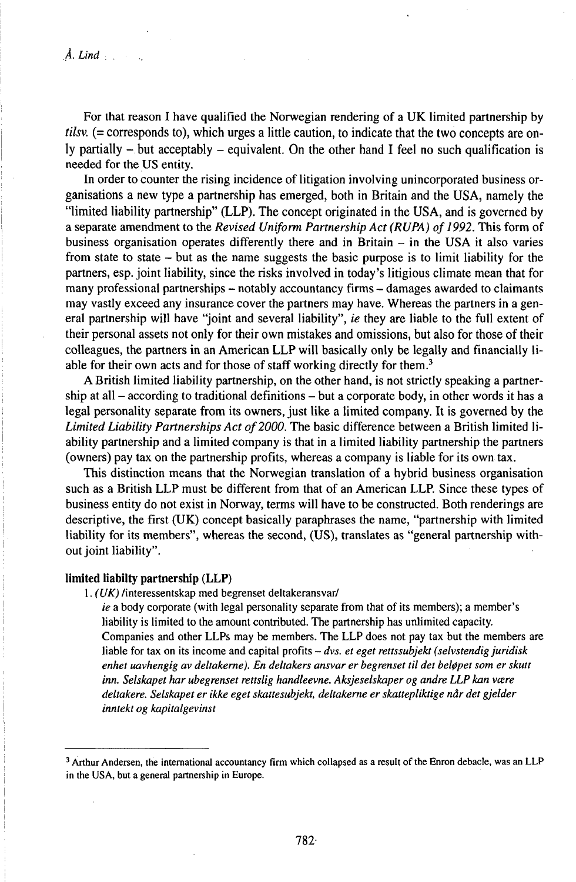For that reason I have qualified the Norwegian rendering of a UK limited partnership by *tilsv.* (= corresponds to), which urges a little caution, to indicate that the two concepts are only partially – but acceptably – equivalent. On the other hand I feel no such qualification is needed for the US entity.

In order to counter the rising incidence of litigation involving unincorporated business organisations a new type a partnership has emerged, both in Britain and the USA, namely the "limited liability partnership" (LLP). The concept originated in the USA, and is governed by a separate amendment to the *Revised Uniform Partnership Act (RUPA) of 1992.* This form of business organisation operates differently there and in Britain – in the USA it also varies from state to state – but as the name suggests the basic purpose is to limit liability for the partners, esp. joint liability, since the risks involved in today's litigious climate mean that for many professional partnerships – notably accountancy firms – damages awarded to claimants may vastly exceed any insurance cover the partners may have. Whereas the partners in a general partnership will have "joint and several liability", *ie* they are liable to the full extent of their personal assets not only for their own mistakes and omissions, but also for those of their colleagues, the partners in an American LLP will basically only be legally and financially liable for their own acts and for those of staff working directly for them.[3]

A British limited liability partnership, on the other hand, is not strictly speaking a partnership at all – according to traditional definitions – but a corporate body, in other words it has a legal personality separate from its owners, just like a limited company. It is governed by the *Limited Liability Partnerships Act of 2000.* The basic difference between a British limited liability partnership and a limited company is that in a limited liability partnership the partners (owners) pay tax on the partnership profits, whereas a company is liable for its own tax.

This distinction means that the Norwegian translation of a hybrid business organisation such as a British LLP must be different from that of an American LLP. Since these types of business entity do not exist in Norway, terms will have to be constructed. Both renderings are descriptive, the first (UK) concept basically paraphrases the name, "partnership with limited liability for its members", whereas the second, (US), translates as "general partnership without joint liability".

**limited liabilty partnership (LLP)**

1. *(UK)* /interessentskap med begrenset deltakeransvar/
   *ie* a body corporate (with legal personality separate from that of its members); a member's liability is limited to the amount contributed. The partnership has unlimited capacity. Companies and other LLPs may be members. The LLP does not pay tax but the members are liable for tax on its income and capital profits – *dvs. et eget rettssubjekt (selvstendig juridisk enhet uavhengig av deltakerne). En deltakers ansvar er begrenset til det beløpet som er skutt inn. Selskapet har ubegrenset rettslig handleevne. Aksjeselskaper og andre LLP kan være deltakere. Selskapet er ikke eget skattesubjekt, deltakerne er skattepliktige når det gjelder inntekt og kapitalgevinst*

---

[3] Arthur Andersen, the international accountancy firm which collapsed as a result of the Enron debacle, was an LLP in the USA, but a general partnership in Europe.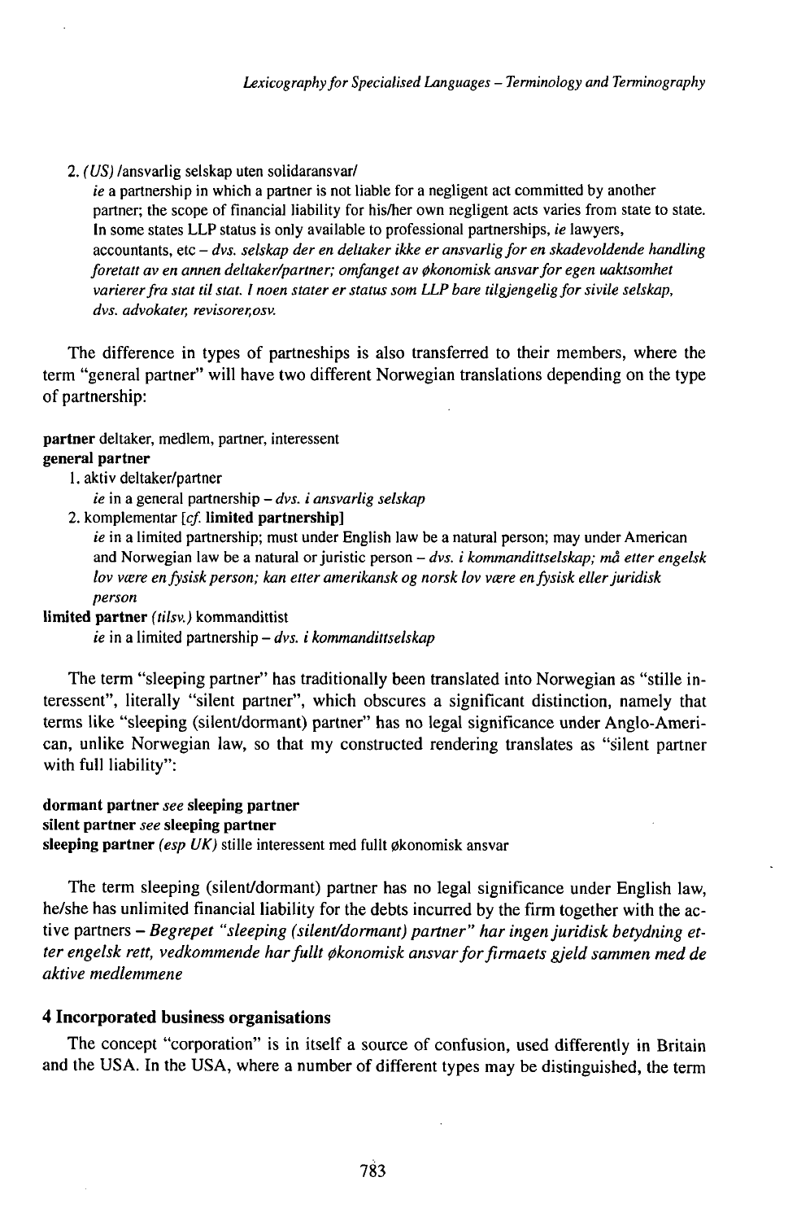2. *(US)* /ansvarlig selskap uten solidaransvar/

   *ie* a partnership in which a partner is not liable for a negligent act committed by another partner; the scope of financial liability for his/her own negligent acts varies from state to state. In some states LLP status is only available to professional partnerships, *ie* lawyers, accountants, etc – *dvs. selskap der en deltaker ikke er ansvarlig for en skadevoldende handling foretatt av en annen deltaker/partner; omfanget av økonomisk ansvar for egen uaktsomhet varierer fra stat til stat. I noen stater er status som LLP bare tilgjengelig for sivile selskap, dvs. advokater, revisorer,osv.*

The difference in types of partneships is also transferred to their members, where the term "general partner" will have two different Norwegian translations depending on the type of partnership:

**partner** deltaker, medlem, partner, interessent

**general partner**

1. aktiv deltaker/partner

   *ie* in a general partnership – *dvs. i ansvarlig selskap*

2. komplementar [*cf.* **limited partnership**]

   *ie* in a limited partnership; must under English law be a natural person; may under American and Norwegian law be a natural or juristic person – *dvs. i kommandittselskap; må etter engelsk lov være en fysisk person; kan etter amerikansk og norsk lov være en fysisk eller juridisk person*

**limited partner** *(tilsv.)* kommandittist

*ie* in a limited partnership – *dvs. i kommandittselskap*

The term "sleeping partner" has traditionally been translated into Norwegian as "stille interessent", literally "silent partner", which obscures a significant distinction, namely that terms like "sleeping (silent/dormant) partner" has no legal significance under Anglo-American, unlike Norwegian law, so that my constructed rendering translates as "silent partner with full liability":

**dormant partner** *see* **sleeping partner**

**silent partner** *see* **sleeping partner**

**sleeping partner** *(esp UK)* stille interessent med fullt økonomisk ansvar

The term sleeping (silent/dormant) partner has no legal significance under English law, he/she has unlimited financial liability for the debts incurred by the firm together with the active partners – *Begrepet "sleeping (silent/dormant) partner" har ingen juridisk betydning etter engelsk rett, vedkommende har fullt økonomisk ansvar for firmaets gjeld sammen med de aktive medlemmene*

## 4 Incorporated business organisations

The concept "corporation" is in itself a source of confusion, used differently in Britain and the USA. In the USA, where a number of different types may be distinguished, the term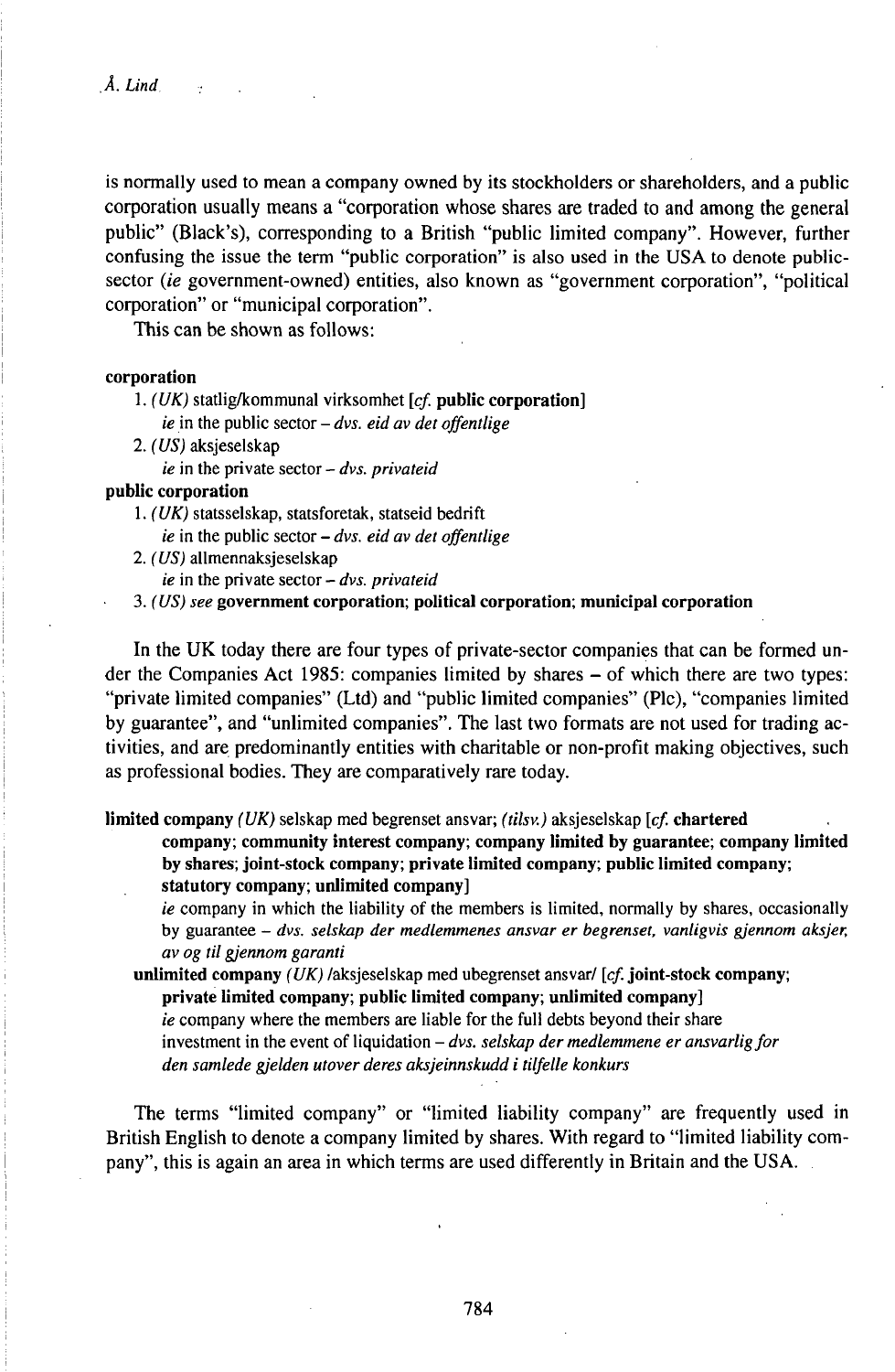is normally used to mean a company owned by its stockholders or shareholders, and a public corporation usually means a "corporation whose shares are traded to and among the general public" (Black's), corresponding to a British "public limited company". However, further confusing the issue the term "public corporation" is also used in the USA to denote public-sector (*ie* government-owned) entities, also known as "government corporation", "political corporation" or "municipal corporation".

This can be shown as follows:

**corporation**

1. *(UK)* statlig/kommunal virksomhet [*cf.* **public corporation**]
   *ie* in the public sector – *dvs. eid av det offentlige*
2. *(US)* aksjeselskap
   *ie* in the private sector – *dvs. privateid*

**public corporation**

1. *(UK)* statsselskap, statsforetak, statseid bedrift
   *ie* in the public sector – *dvs. eid av det offentlige*
2. *(US)* allmennaksjeselskap
   *ie* in the private sector – *dvs. privateid*
3. *(US) see* **government corporation; political corporation; municipal corporation**

In the UK today there are four types of private-sector companies that can be formed under the Companies Act 1985: companies limited by shares – of which there are two types: "private limited companies" (Ltd) and "public limited companies" (Plc), "companies limited by guarantee", and "unlimited companies". The last two formats are not used for trading activities, and are predominantly entities with charitable or non-profit making objectives, such as professional bodies. They are comparatively rare today.

**limited company** *(UK)* selskap med begrenset ansvar; *(tilsv.)* aksjeselskap [*cf.* **chartered company; community interest company; company limited by guarantee; company limited by shares; joint-stock company; private limited company; public limited company; statutory company; unlimited company**]
*ie* company in which the liability of the members is limited, normally by shares, occasionally by guarantee – *dvs. selskap der medlemmenes ansvar er begrenset, vanligvis gjennom aksjer, av og til gjennom garanti*

**unlimited company** *(UK)* /aksjeselskap med ubegrenset ansvar/ [*cf.* **joint-stock company; private limited company; public limited company; unlimited company**]
*ie* company where the members are liable for the full debts beyond their share investment in the event of liquidation – *dvs. selskap der medlemmene er ansvarlig for den samlede gjelden utover deres aksjeinnskudd i tilfelle konkurs*

The terms "limited company" or "limited liability company" are frequently used in British English to denote a company limited by shares. With regard to "limited liability company", this is again an area in which terms are used differently in Britain and the USA.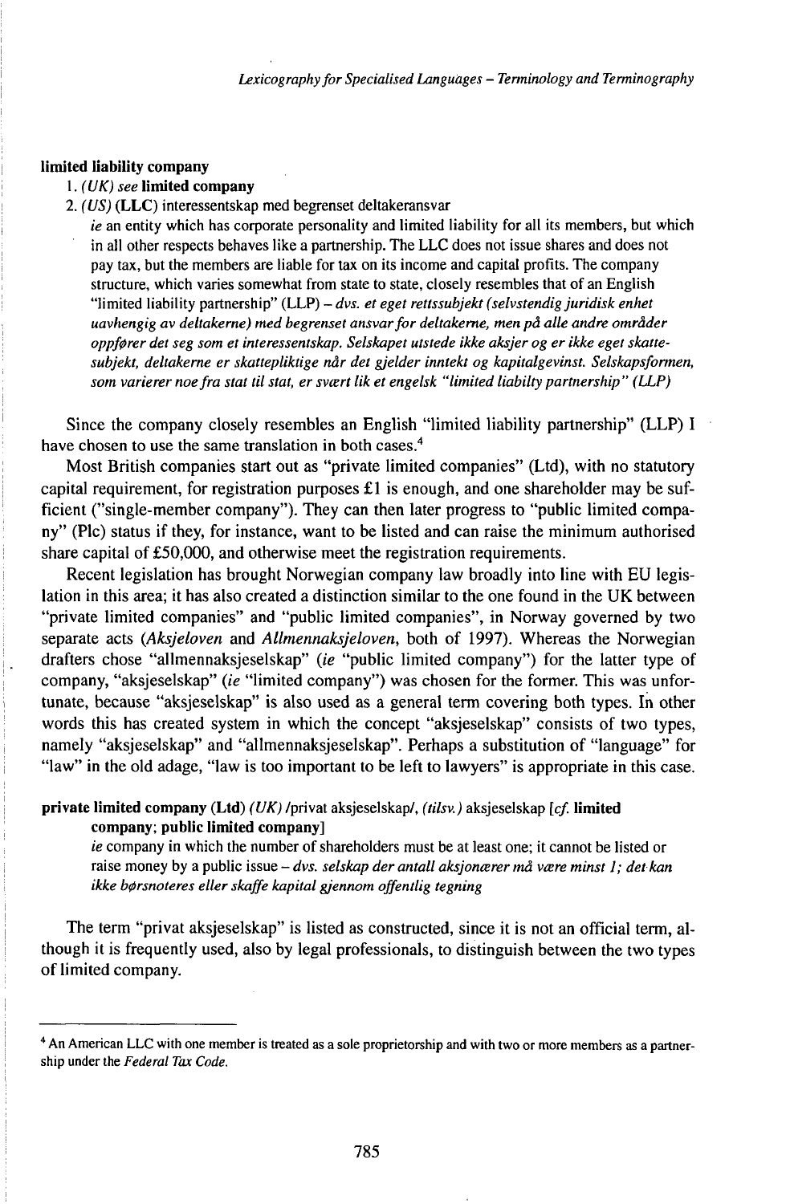**limited liability company**

1. *(UK) see* **limited company**
2. *(US)* **(LLC)** interessentskap med begrenset deltakeransvar

   *ie* an entity which has corporate personality and limited liability for all its members, but which in all other respects behaves like a partnership. The LLC does not issue shares and does not pay tax, but the members are liable for tax on its income and capital profits. The company structure, which varies somewhat from state to state, closely resembles that of an English "limited liability partnership" (LLP) – *dvs. et eget rettssubjekt (selvstendig juridisk enhet uavhengig av deltakerne) med begrenset ansvar for deltakerne, men på alle andre områder oppfører det seg som et interessentskap. Selskapet utstede ikke aksjer og er ikke eget skattesubjekt, deltakerne er skattepliktige når det gjelder inntekt og kapitalgevinst. Selskapsformen, som varierer noe fra stat til stat, er svært lik et engelsk "limited liabilty partnership" (LLP)*

Since the company closely resembles an English "limited liability partnership" (LLP) I have chosen to use the same translation in both cases.[4]

Most British companies start out as "private limited companies" (Ltd), with no statutory capital requirement, for registration purposes £1 is enough, and one shareholder may be sufficient ("single-member company"). They can then later progress to "public limited company" (Plc) status if they, for instance, want to be listed and can raise the minimum authorised share capital of £50,000, and otherwise meet the registration requirements.

Recent legislation has brought Norwegian company law broadly into line with EU legislation in this area; it has also created a distinction similar to the one found in the UK between "private limited companies" and "public limited companies", in Norway governed by two separate acts (*Aksjeloven* and *Allmennaksjeloven*, both of 1997). Whereas the Norwegian drafters chose "allmennaksjeselskap" (*ie* "public limited company") for the latter type of company, "aksjeselskap" (*ie* "limited company") was chosen for the former. This was unfortunate, because "aksjeselskap" is also used as a general term covering both types. In other words this has created system in which the concept "aksjeselskap" consists of two types, namely "aksjeselskap" and "allmennaksjeselskap". Perhaps a substitution of "language" for "law" in the old adage, "law is too important to be left to lawyers" is appropriate in this case.

**private limited company (Ltd)** *(UK)* /privat aksjeselskap/, *(tilsv.)* aksjeselskap [*cf.* **limited company; public limited company**]

*ie* company in which the number of shareholders must be at least one; it cannot be listed or raise money by a public issue – *dvs. selskap der antall aksjonærer må være minst 1; det kan ikke børsnoteres eller skaffe kapital gjennom offentlig tegning*

The term "privat aksjeselskap" is listed as constructed, since it is not an official term, although it is frequently used, also by legal professionals, to distinguish between the two types of limited company.

---

[4] An American LLC with one member is treated as a sole proprietorship and with two or more members as a partnership under the *Federal Tax Code*.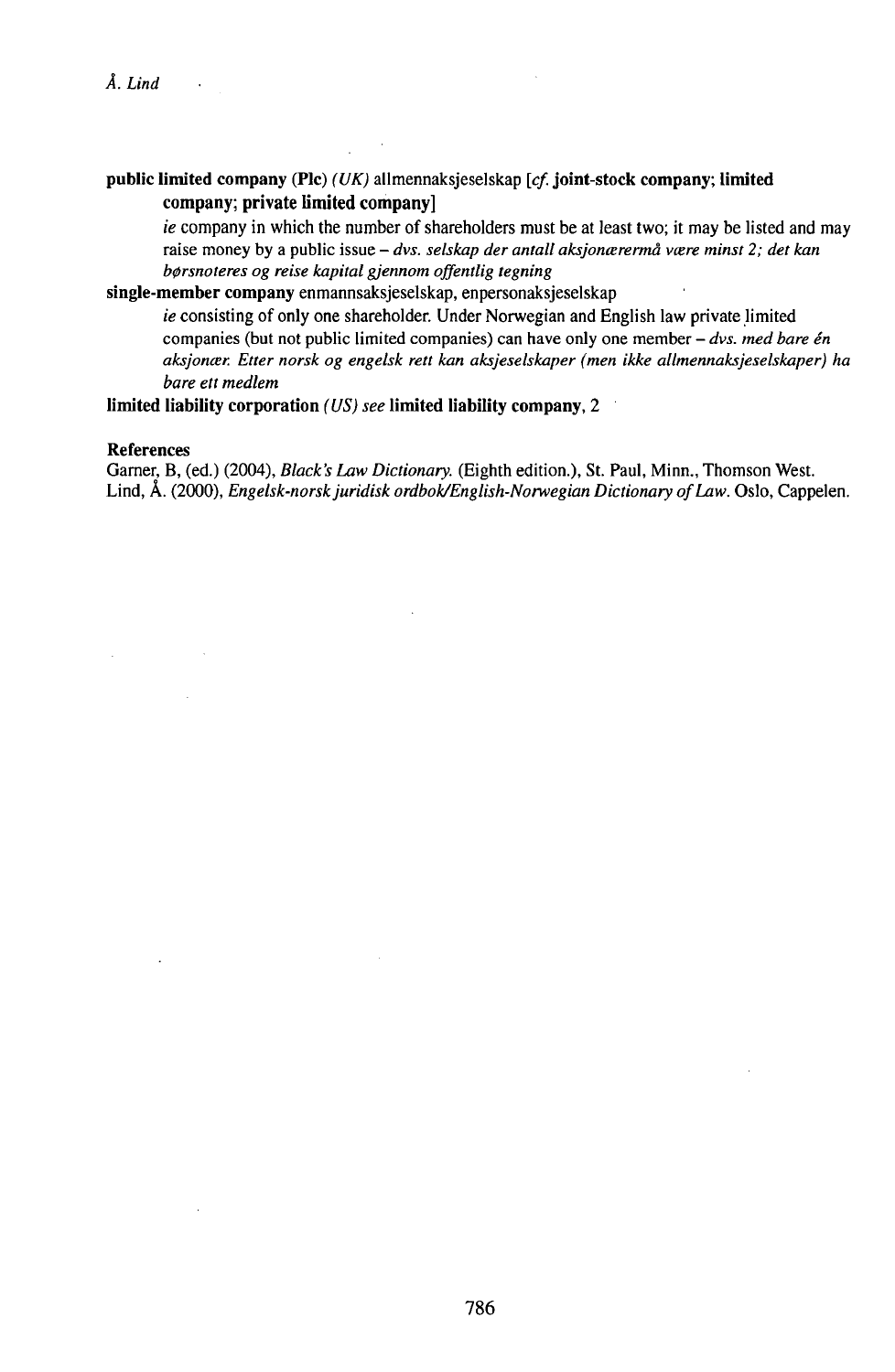**public limited company (Plc)** *(UK)* allmennaksjeselskap [*cf.* **joint-stock company; limited company; private limited company**]

*ie* company in which the number of shareholders must be at least two; it may be listed and may raise money by a public issue – *dvs. selskap der antall aksjonærermå være minst 2; det kan børsnoteres og reise kapital gjennom offentlig tegning*

**single-member company** enmannsaksjeselskap, enpersonaksjeselskap

*ie* consisting of only one shareholder. Under Norwegian and English law private limited companies (but not public limited companies) can have only one member – *dvs. med bare én aksjonær. Etter norsk og engelsk rett kan aksjeselskaper (men ikke allmennaksjeselskaper) ha bare ett medlem*

**limited liability corporation** *(US)* *see* **limited liability company**, 2

**References**

Garner, B, (ed.) (2004), *Black's Law Dictionary.* (Eighth edition.), St. Paul, Minn., Thomson West.

Lind, Å. (2000), *Engelsk-norsk juridisk ordbok/English-Norwegian Dictionary of Law.* Oslo, Cappelen.